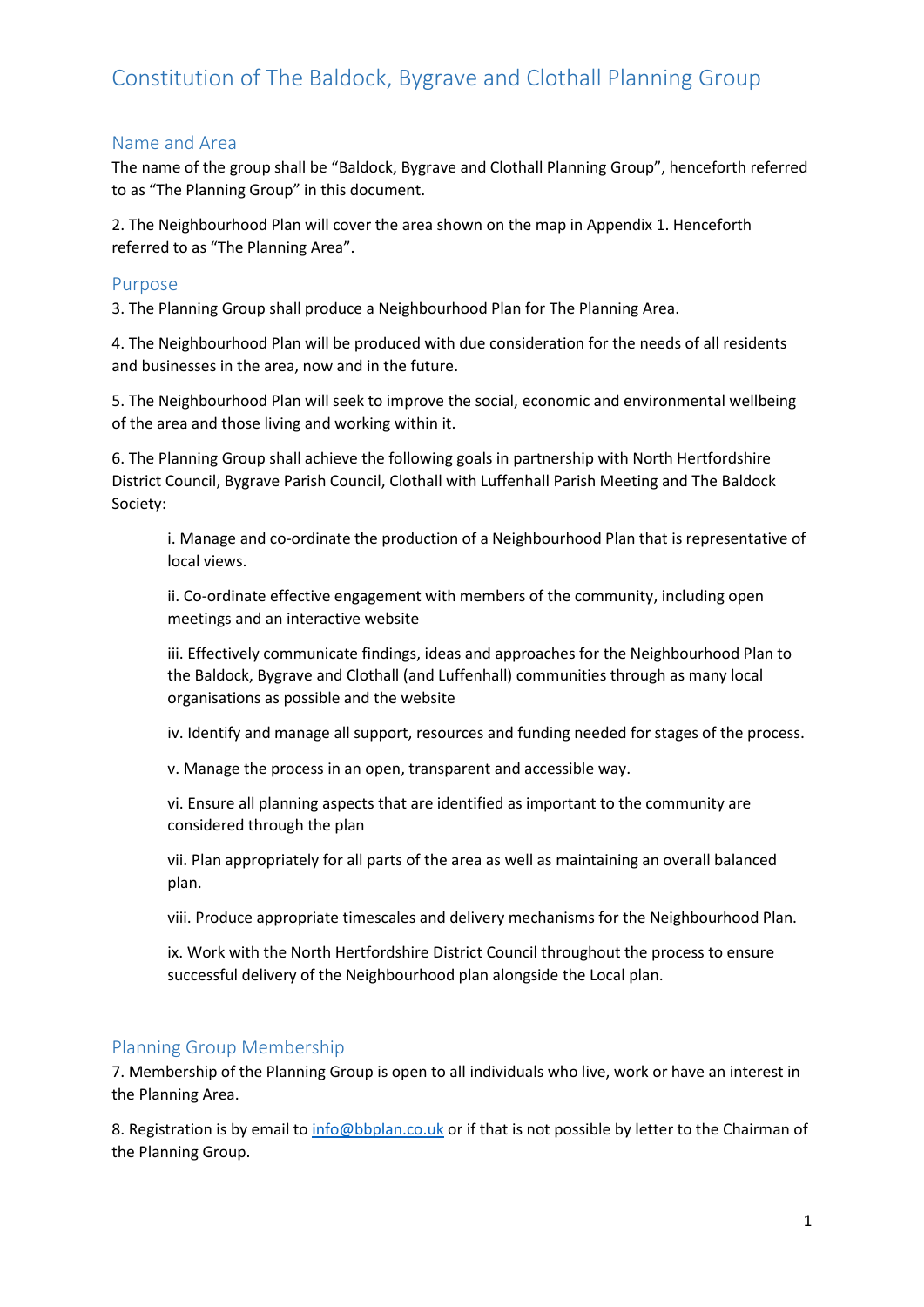# Constitution of The Baldock, Bygrave and Clothall Planning Group

## Name and Area

The name of the group shall be "Baldock, Bygrave and Clothall Planning Group", henceforth referred to as "The Planning Group" in this document.

2. The Neighbourhood Plan will cover the area shown on the map in Appendix 1. Henceforth referred to as "The Planning Area".

## Purpose

3. The Planning Group shall produce a Neighbourhood Plan for The Planning Area.

4. The Neighbourhood Plan will be produced with due consideration for the needs of all residents and businesses in the area, now and in the future.

5. The Neighbourhood Plan will seek to improve the social, economic and environmental wellbeing of the area and those living and working within it.

6. The Planning Group shall achieve the following goals in partnership with North Hertfordshire District Council, Bygrave Parish Council, Clothall with Luffenhall Parish Meeting and The Baldock Society:

> i. Manage and co-ordinate the production of a Neighbourhood Plan that is representative of local views.
>
> ii. Co-ordinate effective engagement with members of the community, including open meetings and an interactive website
>
> iii. Effectively communicate findings, ideas and approaches for the Neighbourhood Plan to the Baldock, Bygrave and Clothall (and Luffenhall) communities through as many local organisations as possible and the website
>
> iv. Identify and manage all support, resources and funding needed for stages of the process.
>
> v. Manage the process in an open, transparent and accessible way.
>
> vi. Ensure all planning aspects that are identified as important to the community are considered through the plan
>
> vii. Plan appropriately for all parts of the area as well as maintaining an overall balanced plan.
>
> viii. Produce appropriate timescales and delivery mechanisms for the Neighbourhood Plan.
>
> ix. Work with the North Hertfordshire District Council throughout the process to ensure successful delivery of the Neighbourhood plan alongside the Local plan.

## Planning Group Membership

7. Membership of the Planning Group is open to all individuals who live, work or have an interest in the Planning Area.

8. Registration is by email to info@bbplan.co.uk or if that is not possible by letter to the Chairman of the Planning Group.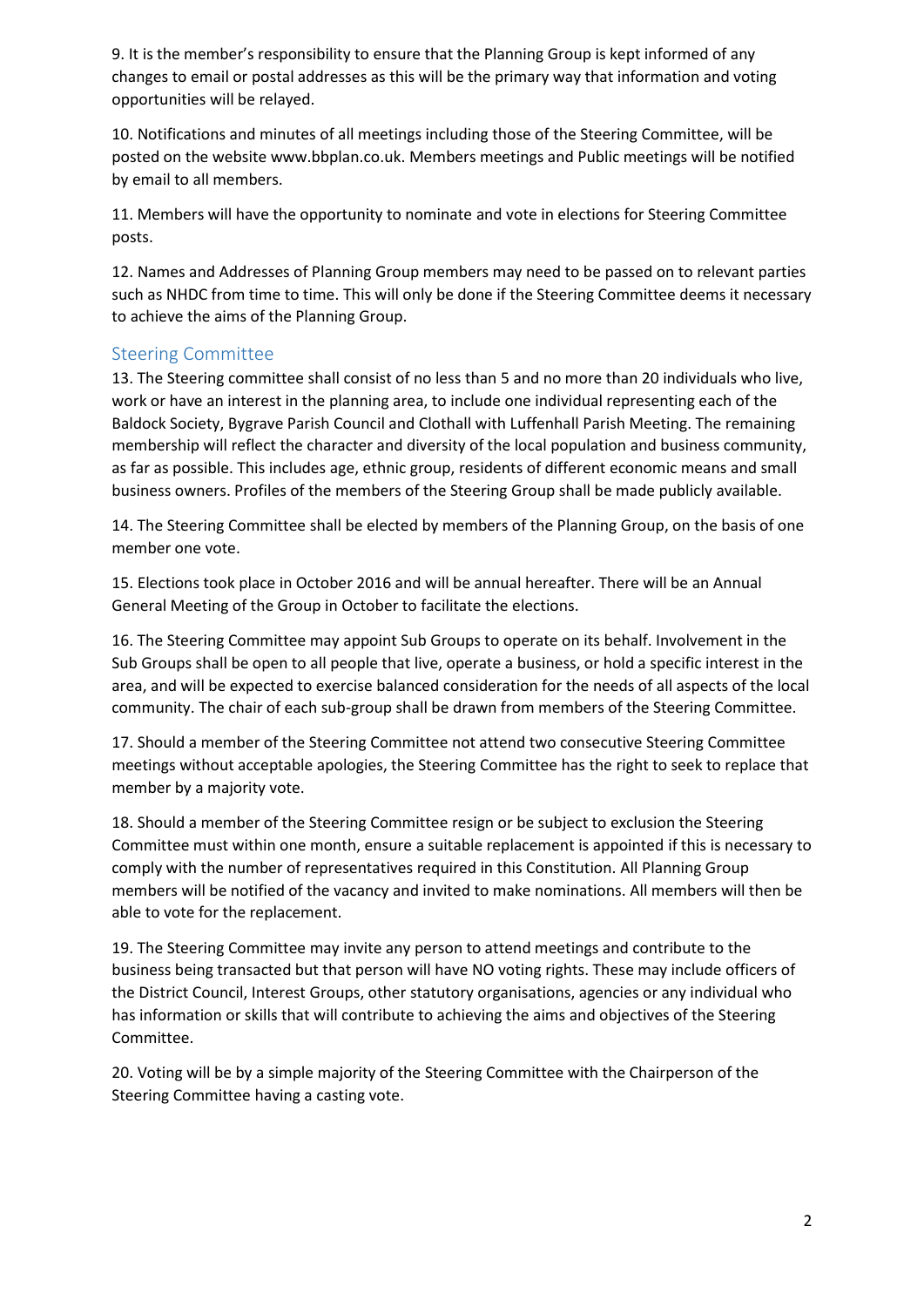9. It is the member's responsibility to ensure that the Planning Group is kept informed of any changes to email or postal addresses as this will be the primary way that information and voting opportunities will be relayed.

10. Notifications and minutes of all meetings including those of the Steering Committee, will be posted on the website www.bbplan.co.uk. Members meetings and Public meetings will be notified by email to all members.

11. Members will have the opportunity to nominate and vote in elections for Steering Committee posts.

12. Names and Addresses of Planning Group members may need to be passed on to relevant parties such as NHDC from time to time. This will only be done if the Steering Committee deems it necessary to achieve the aims of the Planning Group.

## Steering Committee

13. The Steering committee shall consist of no less than 5 and no more than 20 individuals who live, work or have an interest in the planning area, to include one individual representing each of the Baldock Society, Bygrave Parish Council and Clothall with Luffenhall Parish Meeting. The remaining membership will reflect the character and diversity of the local population and business community, as far as possible. This includes age, ethnic group, residents of different economic means and small business owners. Profiles of the members of the Steering Group shall be made publicly available.

14. The Steering Committee shall be elected by members of the Planning Group, on the basis of one member one vote.

15. Elections took place in October 2016 and will be annual hereafter. There will be an Annual General Meeting of the Group in October to facilitate the elections.

16. The Steering Committee may appoint Sub Groups to operate on its behalf. Involvement in the Sub Groups shall be open to all people that live, operate a business, or hold a specific interest in the area, and will be expected to exercise balanced consideration for the needs of all aspects of the local community. The chair of each sub-group shall be drawn from members of the Steering Committee.

17. Should a member of the Steering Committee not attend two consecutive Steering Committee meetings without acceptable apologies, the Steering Committee has the right to seek to replace that member by a majority vote.

18. Should a member of the Steering Committee resign or be subject to exclusion the Steering Committee must within one month, ensure a suitable replacement is appointed if this is necessary to comply with the number of representatives required in this Constitution. All Planning Group members will be notified of the vacancy and invited to make nominations. All members will then be able to vote for the replacement.

19. The Steering Committee may invite any person to attend meetings and contribute to the business being transacted but that person will have NO voting rights. These may include officers of the District Council, Interest Groups, other statutory organisations, agencies or any individual who has information or skills that will contribute to achieving the aims and objectives of the Steering Committee.

20. Voting will be by a simple majority of the Steering Committee with the Chairperson of the Steering Committee having a casting vote.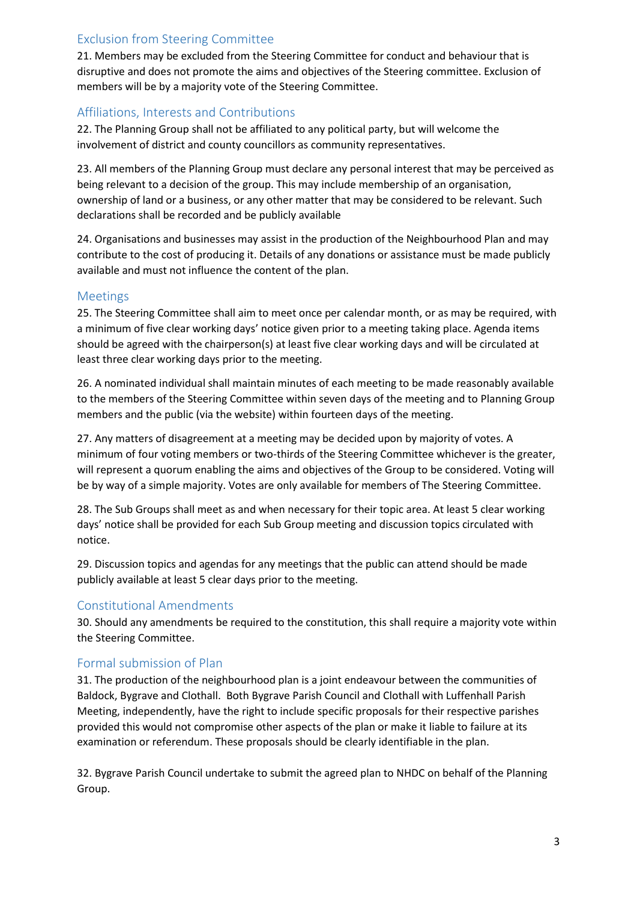## Exclusion from Steering Committee

21. Members may be excluded from the Steering Committee for conduct and behaviour that is disruptive and does not promote the aims and objectives of the Steering committee. Exclusion of members will be by a majority vote of the Steering Committee.

## Affiliations, Interests and Contributions

22. The Planning Group shall not be affiliated to any political party, but will welcome the involvement of district and county councillors as community representatives.

23. All members of the Planning Group must declare any personal interest that may be perceived as being relevant to a decision of the group. This may include membership of an organisation, ownership of land or a business, or any other matter that may be considered to be relevant. Such declarations shall be recorded and be publicly available

24. Organisations and businesses may assist in the production of the Neighbourhood Plan and may contribute to the cost of producing it. Details of any donations or assistance must be made publicly available and must not influence the content of the plan.

## Meetings

25. The Steering Committee shall aim to meet once per calendar month, or as may be required, with a minimum of five clear working days' notice given prior to a meeting taking place. Agenda items should be agreed with the chairperson(s) at least five clear working days and will be circulated at least three clear working days prior to the meeting.

26. A nominated individual shall maintain minutes of each meeting to be made reasonably available to the members of the Steering Committee within seven days of the meeting and to Planning Group members and the public (via the website) within fourteen days of the meeting.

27. Any matters of disagreement at a meeting may be decided upon by majority of votes. A minimum of four voting members or two-thirds of the Steering Committee whichever is the greater, will represent a quorum enabling the aims and objectives of the Group to be considered. Voting will be by way of a simple majority. Votes are only available for members of The Steering Committee.

28. The Sub Groups shall meet as and when necessary for their topic area. At least 5 clear working days' notice shall be provided for each Sub Group meeting and discussion topics circulated with notice.

29. Discussion topics and agendas for any meetings that the public can attend should be made publicly available at least 5 clear days prior to the meeting.

## Constitutional Amendments

30. Should any amendments be required to the constitution, this shall require a majority vote within the Steering Committee.

## Formal submission of Plan

31. The production of the neighbourhood plan is a joint endeavour between the communities of Baldock, Bygrave and Clothall. Both Bygrave Parish Council and Clothall with Luffenhall Parish Meeting, independently, have the right to include specific proposals for their respective parishes provided this would not compromise other aspects of the plan or make it liable to failure at its examination or referendum. These proposals should be clearly identifiable in the plan.

32. Bygrave Parish Council undertake to submit the agreed plan to NHDC on behalf of the Planning Group.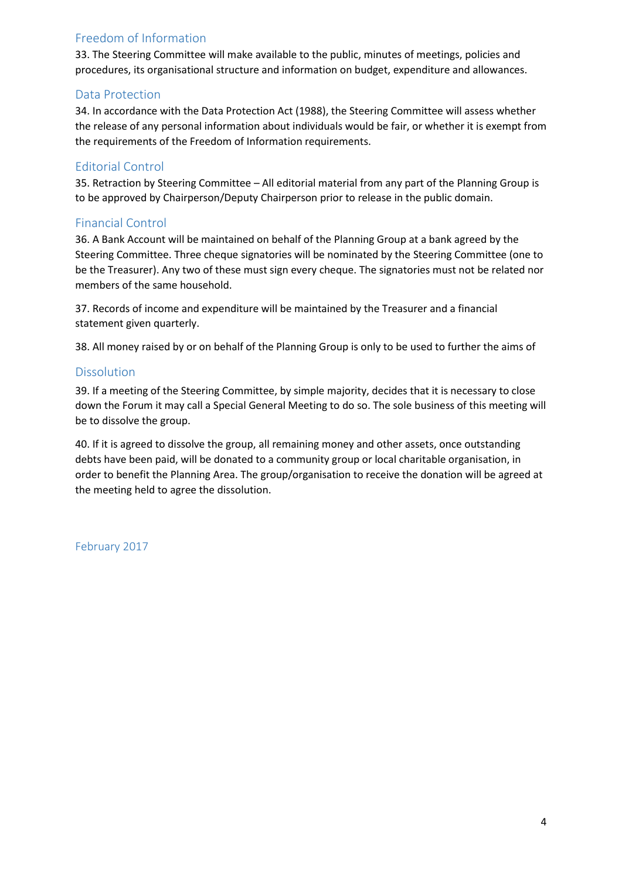## Freedom of Information

33. The Steering Committee will make available to the public, minutes of meetings, policies and procedures, its organisational structure and information on budget, expenditure and allowances.

## Data Protection

34. In accordance with the Data Protection Act (1988), the Steering Committee will assess whether the release of any personal information about individuals would be fair, or whether it is exempt from the requirements of the Freedom of Information requirements.

## Editorial Control

35. Retraction by Steering Committee – All editorial material from any part of the Planning Group is to be approved by Chairperson/Deputy Chairperson prior to release in the public domain.

## Financial Control

36. A Bank Account will be maintained on behalf of the Planning Group at a bank agreed by the Steering Committee. Three cheque signatories will be nominated by the Steering Committee (one to be the Treasurer). Any two of these must sign every cheque. The signatories must not be related nor members of the same household.

37. Records of income and expenditure will be maintained by the Treasurer and a financial statement given quarterly.

38. All money raised by or on behalf of the Planning Group is only to be used to further the aims of

## Dissolution

39. If a meeting of the Steering Committee, by simple majority, decides that it is necessary to close down the Forum it may call a Special General Meeting to do so. The sole business of this meeting will be to dissolve the group.

40. If it is agreed to dissolve the group, all remaining money and other assets, once outstanding debts have been paid, will be donated to a community group or local charitable organisation, in order to benefit the Planning Area. The group/organisation to receive the donation will be agreed at the meeting held to agree the dissolution.

February 2017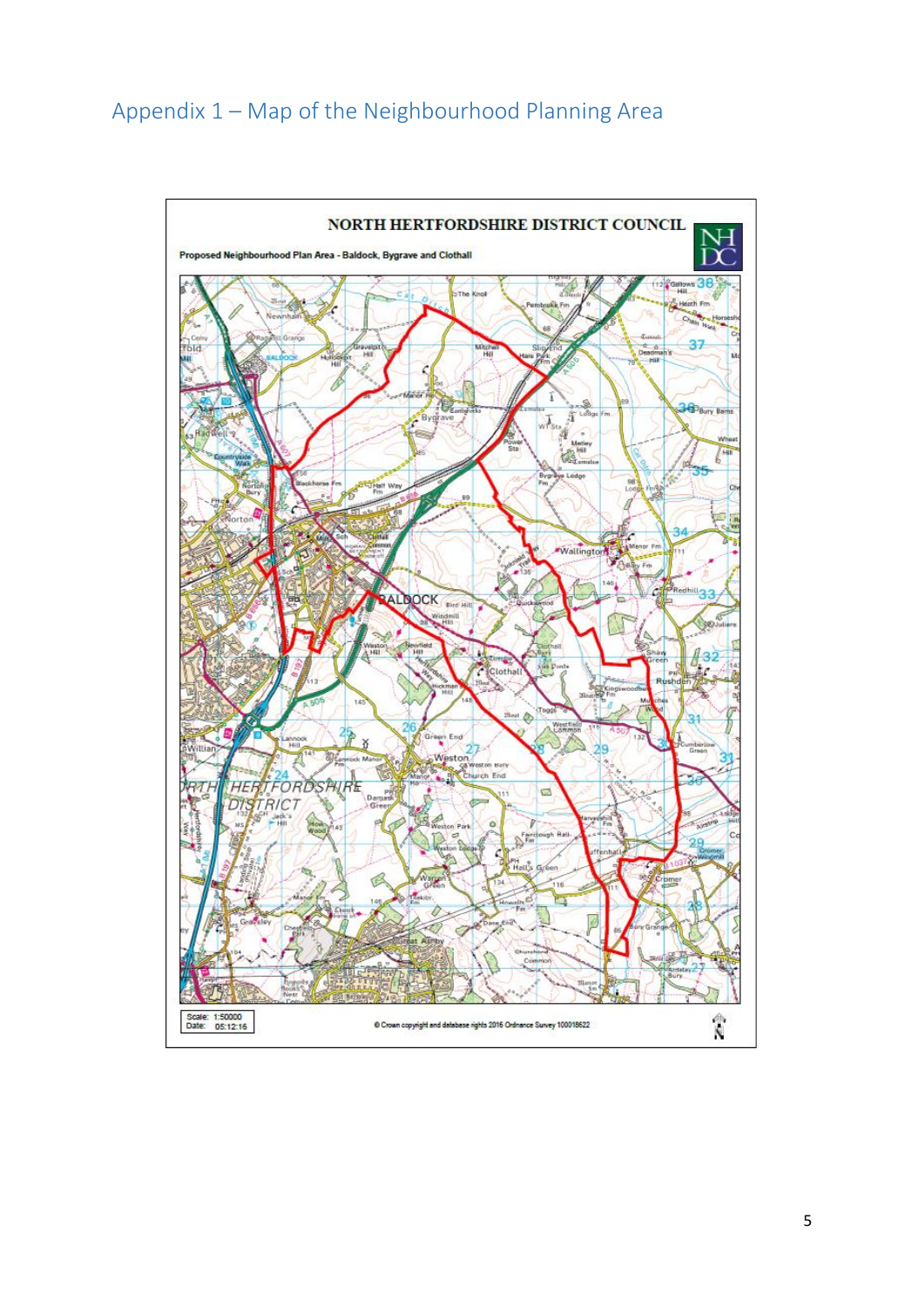# Appendix 1 – Map of the Neighbourhood Planning Area

**NORTH HERTFORDSHIRE DISTRICT COUNCIL**

**Proposed Neighbourhood Plan Area - Baldock, Bygrave and Clothall**

Scale: 1:50000
Date: 05:12:16

© Crown copyright and database rights 2016 Ordnance Survey 100018622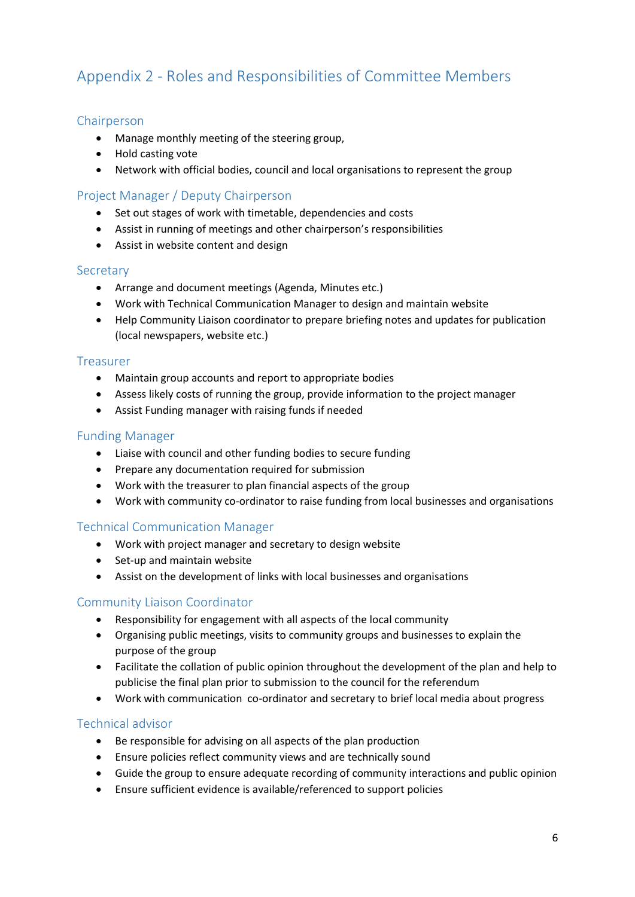# Appendix 2 - Roles and Responsibilities of Committee Members

## Chairperson

- Manage monthly meeting of the steering group,
- Hold casting vote
- Network with official bodies, council and local organisations to represent the group

## Project Manager / Deputy Chairperson

- Set out stages of work with timetable, dependencies and costs
- Assist in running of meetings and other chairperson's responsibilities
- Assist in website content and design

## Secretary

- Arrange and document meetings (Agenda, Minutes etc.)
- Work with Technical Communication Manager to design and maintain website
- Help Community Liaison coordinator to prepare briefing notes and updates for publication (local newspapers, website etc.)

## Treasurer

- Maintain group accounts and report to appropriate bodies
- Assess likely costs of running the group, provide information to the project manager
- Assist Funding manager with raising funds if needed

## Funding Manager

- Liaise with council and other funding bodies to secure funding
- Prepare any documentation required for submission
- Work with the treasurer to plan financial aspects of the group
- Work with community co-ordinator to raise funding from local businesses and organisations

## Technical Communication Manager

- Work with project manager and secretary to design website
- Set-up and maintain website
- Assist on the development of links with local businesses and organisations

## Community Liaison Coordinator

- Responsibility for engagement with all aspects of the local community
- Organising public meetings, visits to community groups and businesses to explain the purpose of the group
- Facilitate the collation of public opinion throughout the development of the plan and help to publicise the final plan prior to submission to the council for the referendum
- Work with communication co-ordinator and secretary to brief local media about progress

## Technical advisor

- Be responsible for advising on all aspects of the plan production
- Ensure policies reflect community views and are technically sound
- Guide the group to ensure adequate recording of community interactions and public opinion
- Ensure sufficient evidence is available/referenced to support policies